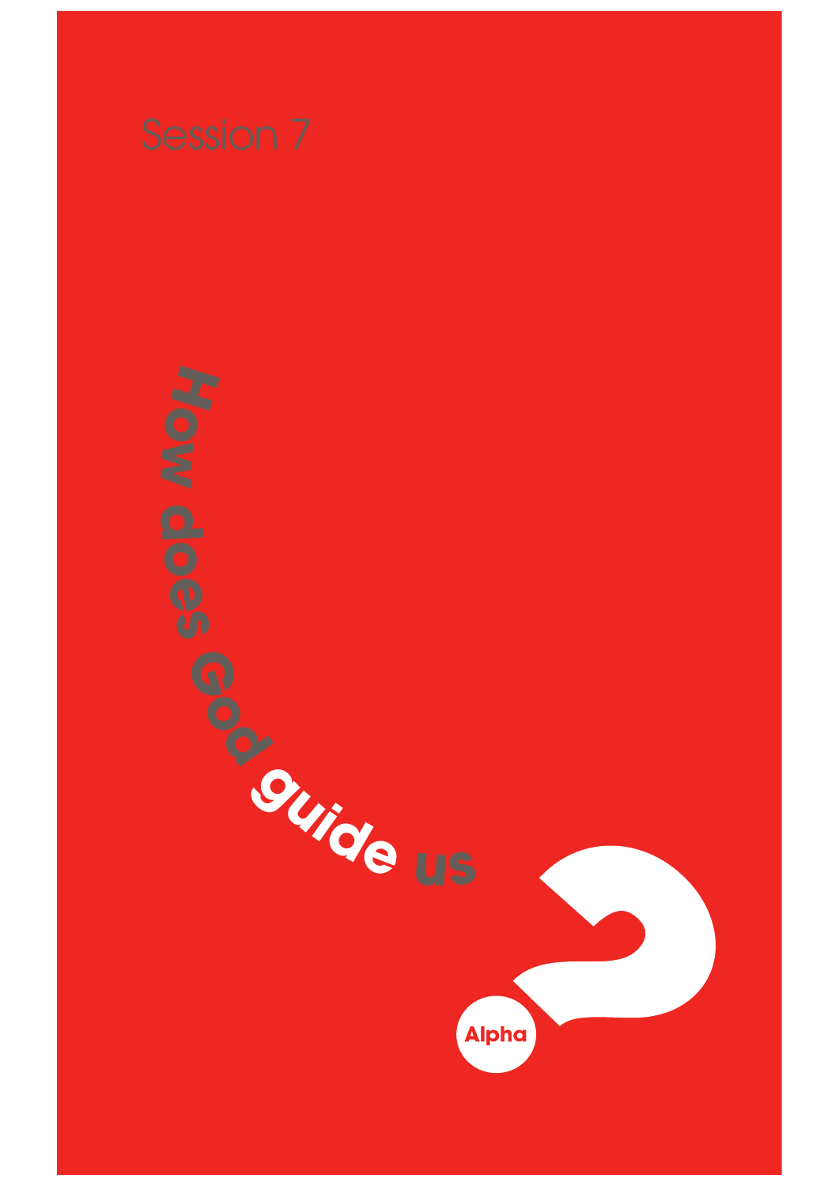Session 7

# How does God guide us?

Alpha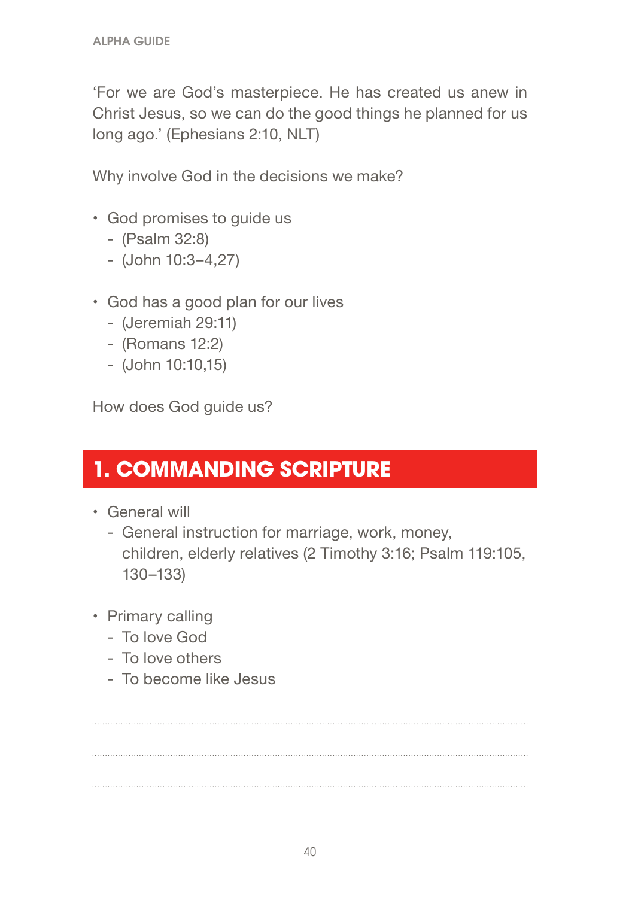'For we are God's masterpiece. He has created us anew in Christ Jesus, so we can do the good things he planned for us long ago.' (Ephesians 2:10, NLT)

Why involve God in the decisions we make?

- God promises to guide us
  - (Psalm 32:8)
  - (John 10:3–4,27)

- God has a good plan for our lives
  - (Jeremiah 29:11)
  - (Romans 12:2)
  - (John 10:10,15)

How does God guide us?

## 1. COMMANDING SCRIPTURE

- General will
  - General instruction for marriage, work, money, children, elderly relatives (2 Timothy 3:16; Psalm 119:105, 130–133)

- Primary calling
  - To love God
  - To love others
  - To become like Jesus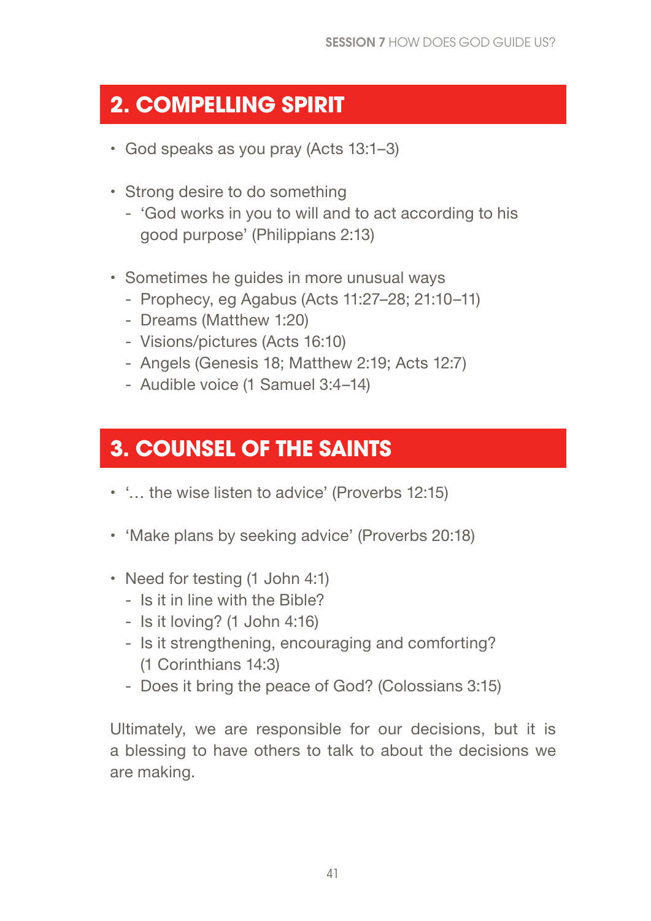## 2. COMPELLING SPIRIT

- God speaks as you pray (Acts 13:1–3)
- Strong desire to do something
  - 'God works in you to will and to act according to his good purpose' (Philippians 2:13)
- Sometimes he guides in more unusual ways
  - Prophecy, eg Agabus (Acts 11:27–28; 21:10–11)
  - Dreams (Matthew 1:20)
  - Visions/pictures (Acts 16:10)
  - Angels (Genesis 18; Matthew 2:19; Acts 12:7)
  - Audible voice (1 Samuel 3:4–14)

## 3. COUNSEL OF THE SAINTS

- '… the wise listen to advice' (Proverbs 12:15)
- 'Make plans by seeking advice' (Proverbs 20:18)
- Need for testing (1 John 4:1)
  - Is it in line with the Bible?
  - Is it loving? (1 John 4:16)
  - Is it strengthening, encouraging and comforting? (1 Corinthians 14:3)
  - Does it bring the peace of God? (Colossians 3:15)

Ultimately, we are responsible for our decisions, but it is a blessing to have others to talk to about the decisions we are making.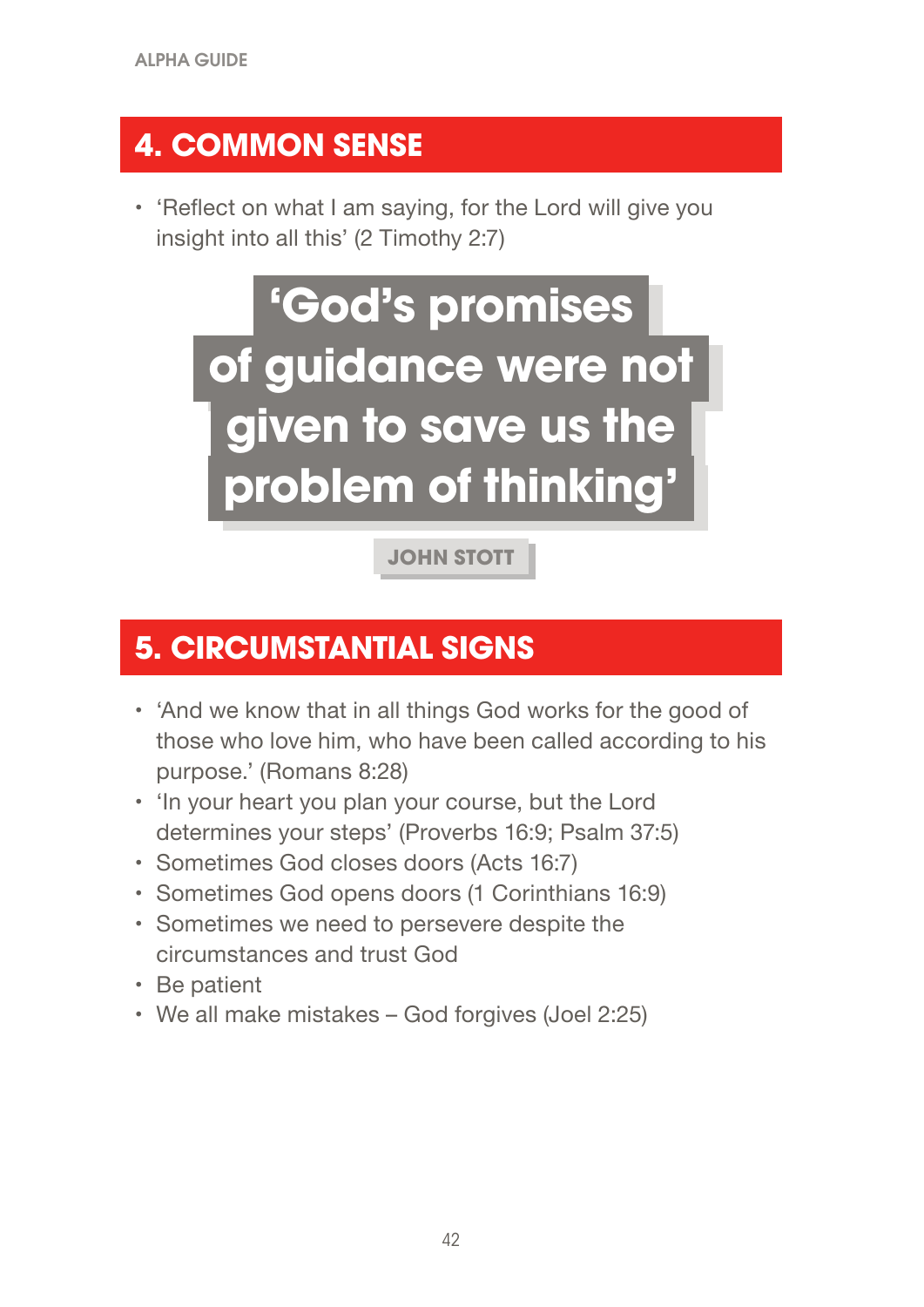## 4. COMMON SENSE

- 'Reflect on what I am saying, for the Lord will give you insight into all this' (2 Timothy 2:7)

> **'God's promises of guidance were not given to save us the problem of thinking'**
>
> **JOHN STOTT**

## 5. CIRCUMSTANTIAL SIGNS

- 'And we know that in all things God works for the good of those who love him, who have been called according to his purpose.' (Romans 8:28)
- 'In your heart you plan your course, but the Lord determines your steps' (Proverbs 16:9; Psalm 37:5)
- Sometimes God closes doors (Acts 16:7)
- Sometimes God opens doors (1 Corinthians 16:9)
- Sometimes we need to persevere despite the circumstances and trust God
- Be patient
- We all make mistakes – God forgives (Joel 2:25)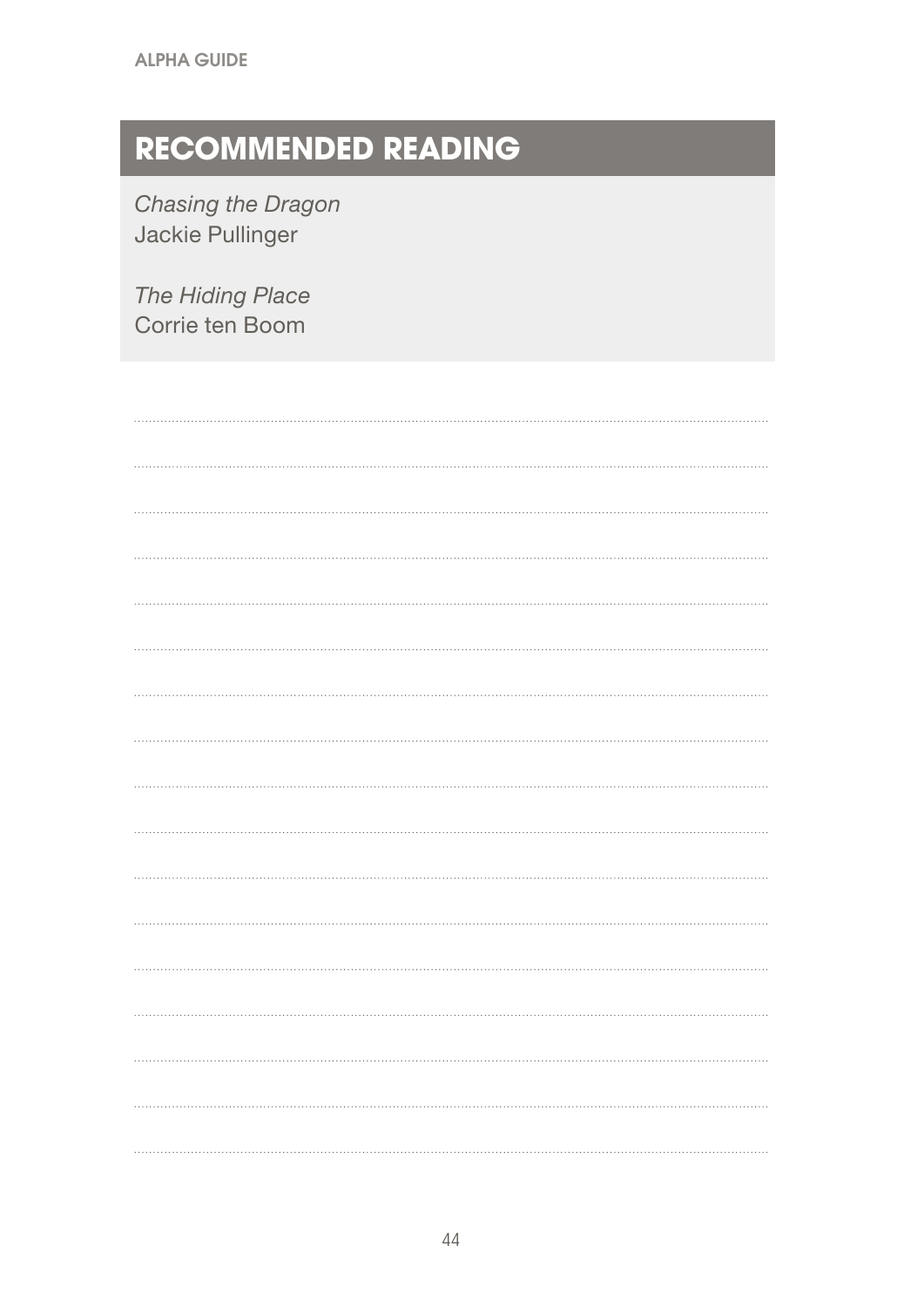## RECOMMENDED READING

*Chasing the Dragon*
Jackie Pullinger

*The Hiding Place*
Corrie ten Boom